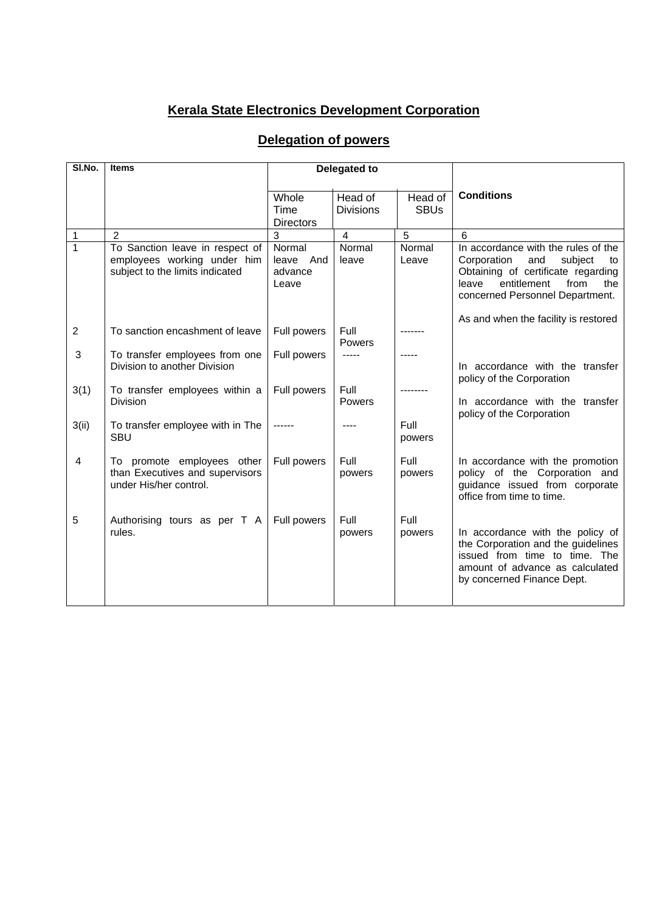# Kerala State Electronics Development Corporation

## Delegation of powers

| Sl.No. | Items | Delegated to | | | Conditions |
|---|---|---|---|---|---|
| | | Whole Time Directors | Head of Divisions | Head of SBUs | |
| 1 | 2 | 3 | 4 | 5 | 6 |
| 1 | To Sanction leave in respect of employees working under him subject to the limits indicated | Normal leave And advance Leave | Normal leave | Normal Leave | In accordance with the rules of the Corporation and subject to Obtaining of certificate regarding leave entitlement from the concerned Personnel Department. |
| 2 | To sanction encashment of leave | Full powers | Full Powers | ------- | As and when the facility is restored |
| 3 | To transfer employees from one Division to another Division | Full powers | ----- | ----- | In accordance with the transfer policy of the Corporation |
| 3(1) | To transfer employees within a Division | Full powers | Full Powers | -------- | In accordance with the transfer policy of the Corporation |
| 3(ii) | To transfer employee with in The SBU | ------ | ---- | Full powers | |
| 4 | To promote employees other than Executives and supervisors under His/her control. | Full powers | Full powers | Full powers | In accordance with the promotion policy of the Corporation and guidance issued from corporate office from time to time. |
| 5 | Authorising tours as per T A rules. | Full powers | Full powers | Full powers | In accordance with the policy of the Corporation and the guidelines issued from time to time. The amount of advance as calculated by concerned Finance Dept. |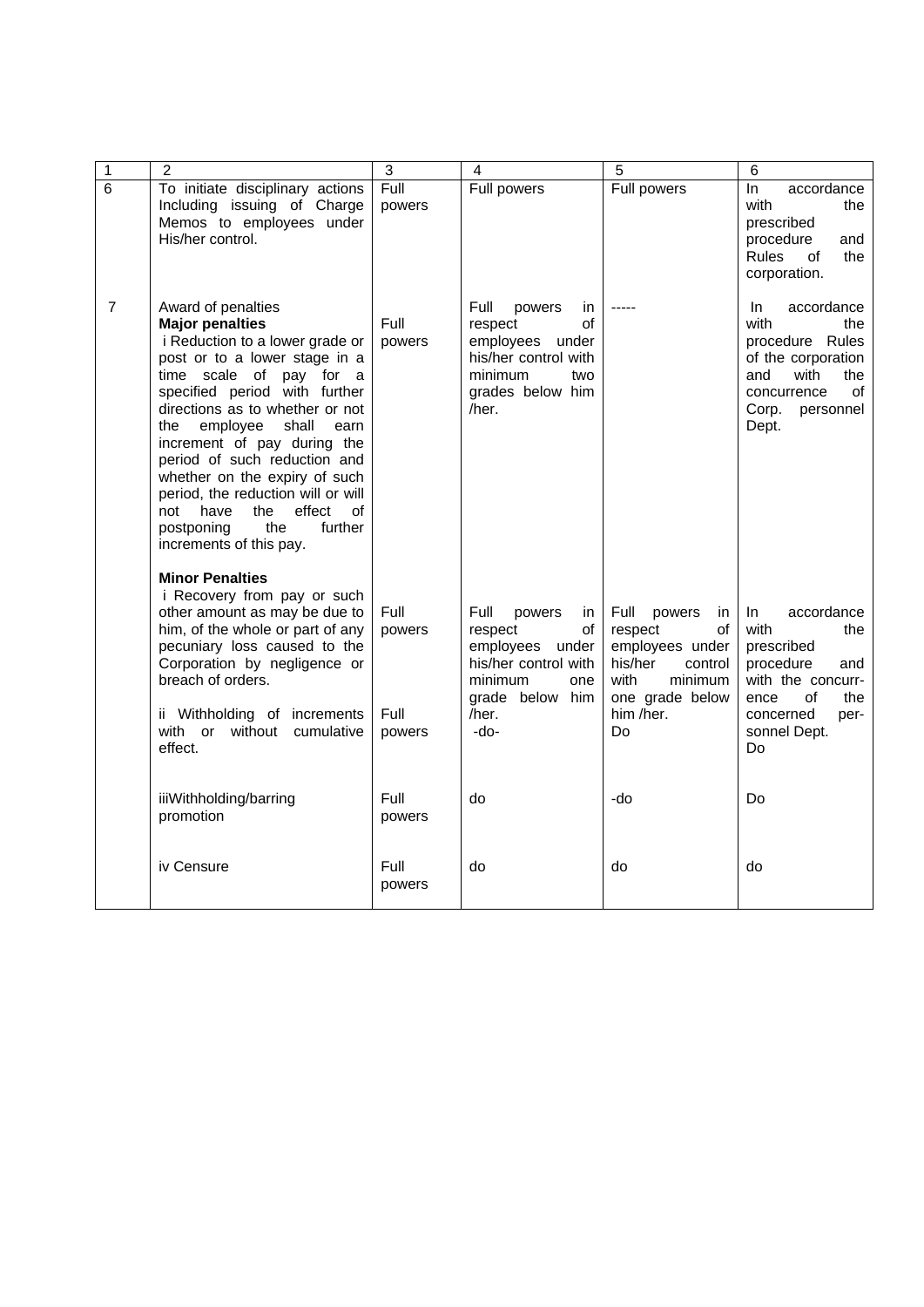| 1 | 2 | 3 | 4 | 5 | 6 |
|---|---|---|---|---|---|
| 6 | To initiate disciplinary actions Including issuing of Charge Memos to employees under His/her control. | Full powers | Full powers | Full powers | In accordance with the prescribed procedure and Rules of the corporation. |
| 7 | Award of penalties<br>**Major penalties**<br>i Reduction to a lower grade or post or to a lower stage in a time scale of pay for a specified period with further directions as to whether or not the employee shall earn increment of pay during the period of such reduction and whether on the expiry of such period, the reduction will or will not have the effect of postponing the further increments of this pay. | Full powers | Full powers in respect of employees under his/her control with minimum two grades below him /her. | ----- | In accordance with the procedure Rules of the corporation and with the concurrence of Corp. personnel Dept. |
| | **Minor Penalties**<br>i Recovery from pay or such other amount as may be due to him, of the whole or part of any pecuniary loss caused to the Corporation by negligence or breach of orders. | Full powers | Full powers in respect of employees under his/her control with minimum one grade below him /her. | Full powers in respect of employees under his/her control with minimum one grade below him /her. | In accordance with the prescribed procedure and with the concurrence of the concerned personnel Dept. |
| | ii Withholding of increments with or without cumulative effect. | Full powers | -do- | Do | Do |
| | iiiWithholding/barring promotion | Full powers | do | -do | Do |
| | iv Censure | Full powers | do | do | do |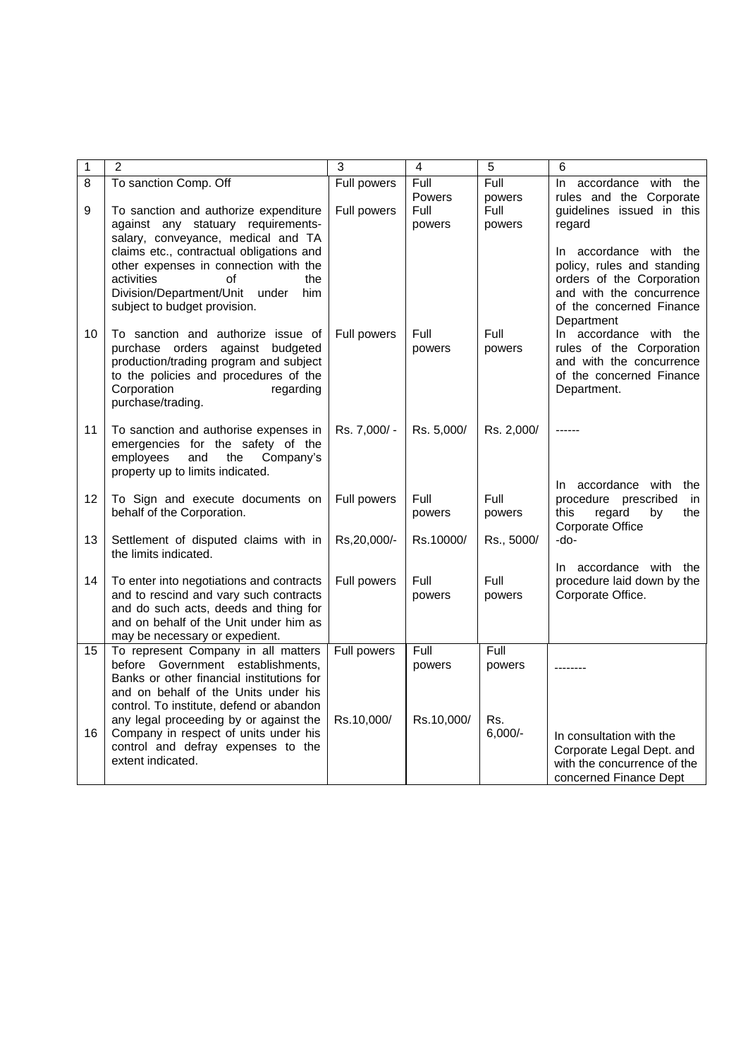| 1 | 2 | 3 | 4 | 5 | 6 |
|---|---|---|---|---|---|
| 8 | To sanction Comp. Off | Full powers | Full Powers | Full powers | In accordance with the rules and the Corporate guidelines issued in this regard |
| 9 | To sanction and authorize expenditure against any statuary requirements-salary, conveyance, medical and TA claims etc., contractual obligations and other expenses in connection with the activities of the Division/Department/Unit under him subject to budget provision. | Full powers | Full powers | Full powers | In accordance with the policy, rules and standing orders of the Corporation and with the concurrence of the concerned Finance Department |
| 10 | To sanction and authorize issue of purchase orders against budgeted production/trading program and subject to the policies and procedures of the Corporation regarding purchase/trading. | Full powers | Full powers | Full powers | In accordance with the rules of the Corporation and with the concurrence of the concerned Finance Department. |
| 11 | To sanction and authorise expenses in emergencies for the safety of the employees and the Company's property up to limits indicated. | Rs. 7,000/ - | Rs. 5,000/ | Rs. 2,000/ | ------ |
| 12 | To Sign and execute documents on behalf of the Corporation. | Full powers | Full powers | Full powers | In accordance with the procedure prescribed in this regard by the Corporate Office |
| 13 | Settlement of disputed claims with in the limits indicated. | Rs,20,000/- | Rs.10000/ | Rs., 5000/ | -do- |
| 14 | To enter into negotiations and contracts and to rescind and vary such contracts and do such acts, deeds and thing for and on behalf of the Unit under him as may be necessary or expedient. | Full powers | Full powers | Full powers | In accordance with the procedure laid down by the Corporate Office. |
| 15 | To represent Company in all matters before Government establishments, Banks or other financial institutions for and on behalf of the Units under his control. | Full powers | Full powers | Full powers | -------- |
| 16 | To institute, defend or abandon any legal proceeding by or against the Company in respect of units under his control and defray expenses to the extent indicated. | Rs.10,000/ | Rs.10,000/ | Rs. 6,000/- | In consultation with the Corporate Legal Dept. and with the concurrence of the concerned Finance Dept |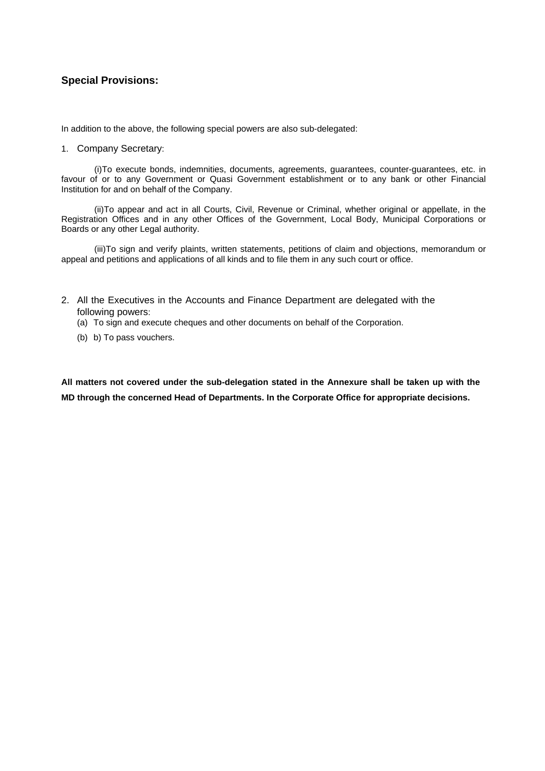## Special Provisions:

In addition to the above, the following special powers are also sub-delegated:

1. Company Secretary:

   (i)To execute bonds, indemnities, documents, agreements, guarantees, counter-guarantees, etc. in favour of or to any Government or Quasi Government establishment or to any bank or other Financial Institution for and on behalf of the Company.

   (ii)To appear and act in all Courts, Civil, Revenue or Criminal, whether original or appellate, in the Registration Offices and in any other Offices of the Government, Local Body, Municipal Corporations or Boards or any other Legal authority.

   (iii)To sign and verify plaints, written statements, petitions of claim and objections, memorandum or appeal and petitions and applications of all kinds and to file them in any such court or office.

2. All the Executives in the Accounts and Finance Department are delegated with the following powers:
   (a) To sign and execute cheques and other documents on behalf of the Corporation.
   (b) b) To pass vouchers.

**All matters not covered under the sub-delegation stated in the Annexure shall be taken up with the MD through the concerned Head of Departments. In the Corporate Office for appropriate decisions.**